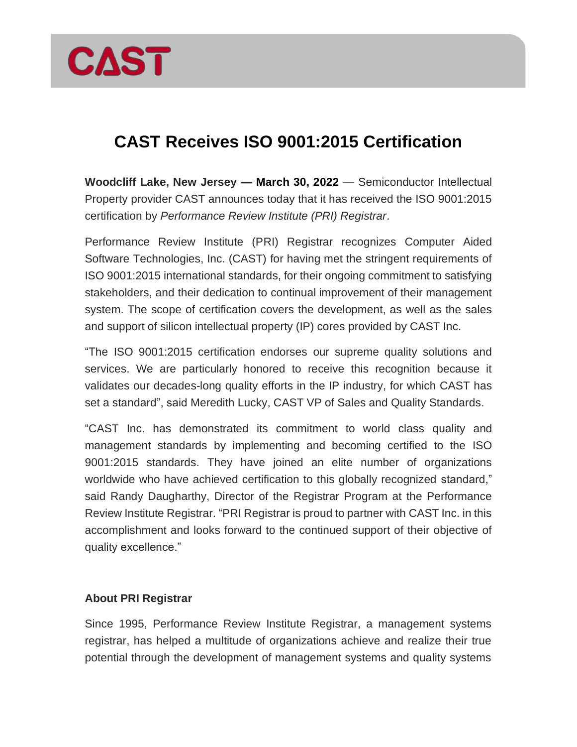CAST

# CAST Receives ISO 9001:2015 Certification

**Woodcliff Lake, New Jersey — March 30, 2022** — Semiconductor Intellectual Property provider CAST announces today that it has received the ISO 9001:2015 certification by *Performance Review Institute (PRI) Registrar*.

Performance Review Institute (PRI) Registrar recognizes Computer Aided Software Technologies, Inc. (CAST) for having met the stringent requirements of ISO 9001:2015 international standards, for their ongoing commitment to satisfying stakeholders, and their dedication to continual improvement of their management system. The scope of certification covers the development, as well as the sales and support of silicon intellectual property (IP) cores provided by CAST Inc.

"The ISO 9001:2015 certification endorses our supreme quality solutions and services. We are particularly honored to receive this recognition because it validates our decades-long quality efforts in the IP industry, for which CAST has set a standard", said Meredith Lucky, CAST VP of Sales and Quality Standards.

"CAST Inc. has demonstrated its commitment to world class quality and management standards by implementing and becoming certified to the ISO 9001:2015 standards. They have joined an elite number of organizations worldwide who have achieved certification to this globally recognized standard," said Randy Daugharthy, Director of the Registrar Program at the Performance Review Institute Registrar. "PRI Registrar is proud to partner with CAST Inc. in this accomplishment and looks forward to the continued support of their objective of quality excellence."

**About PRI Registrar**

Since 1995, Performance Review Institute Registrar, a management systems registrar, has helped a multitude of organizations achieve and realize their true potential through the development of management systems and quality systems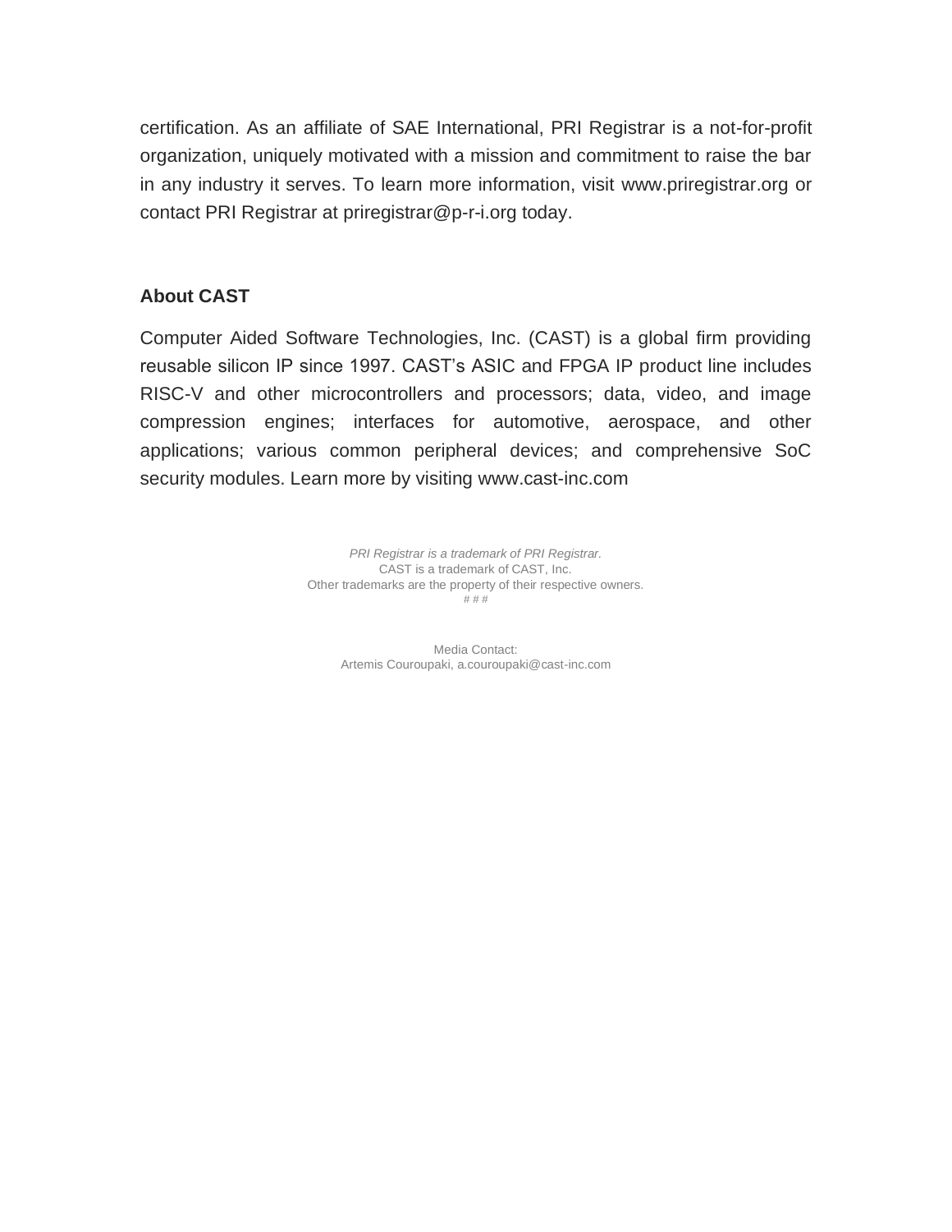certification. As an affiliate of SAE International, PRI Registrar is a not-for-profit organization, uniquely motivated with a mission and commitment to raise the bar in any industry it serves. To learn more information, visit www.priregistrar.org or contact PRI Registrar at priregistrar@p-r-i.org today.

### About CAST

Computer Aided Software Technologies, Inc. (CAST) is a global firm providing reusable silicon IP since 1997. CAST's ASIC and FPGA IP product line includes RISC-V and other microcontrollers and processors; data, video, and image compression engines; interfaces for automotive, aerospace, and other applications; various common peripheral devices; and comprehensive SoC security modules. Learn more by visiting www.cast-inc.com

*PRI Registrar is a trademark of PRI Registrar.*
CAST is a trademark of CAST, Inc.
Other trademarks are the property of their respective owners.
# # #

Media Contact:
Artemis Couroupaki, a.couroupaki@cast-inc.com